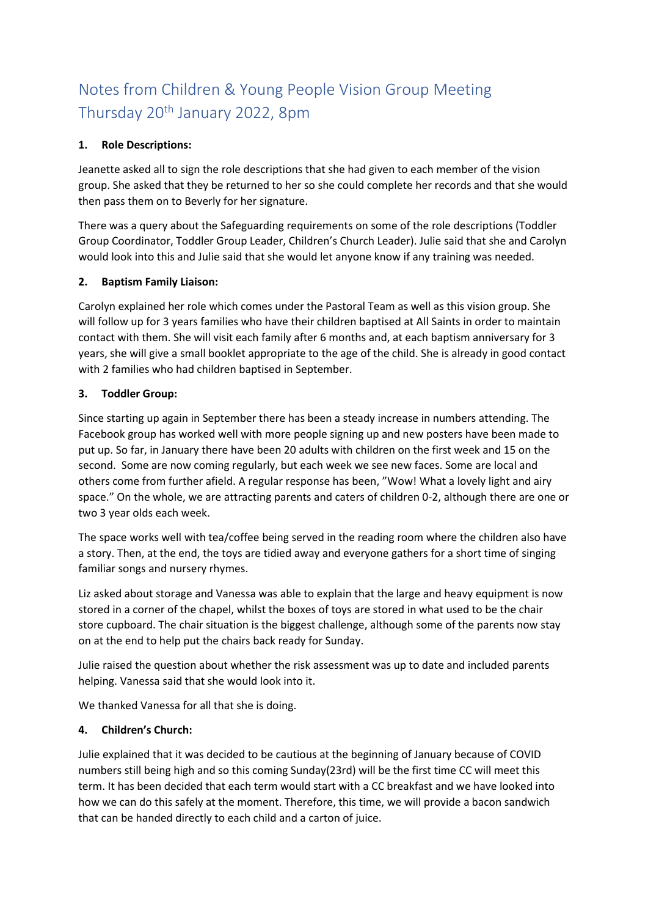# Notes from Children & Young People Vision Group Meeting Thursday 20th January 2022, 8pm

## 1. Role Descriptions:

Jeanette asked all to sign the role descriptions that she had given to each member of the vision group. She asked that they be returned to her so she could complete her records and that she would then pass them on to Beverly for her signature.

There was a query about the Safeguarding requirements on some of the role descriptions (Toddler Group Coordinator, Toddler Group Leader, Children's Church Leader). Julie said that she and Carolyn would look into this and Julie said that she would let anyone know if any training was needed.

## 2. Baptism Family Liaison:

Carolyn explained her role which comes under the Pastoral Team as well as this vision group. She will follow up for 3 years families who have their children baptised at All Saints in order to maintain contact with them. She will visit each family after 6 months and, at each baptism anniversary for 3 years, she will give a small booklet appropriate to the age of the child. She is already in good contact with 2 families who had children baptised in September.

## 3. Toddler Group:

Since starting up again in September there has been a steady increase in numbers attending. The Facebook group has worked well with more people signing up and new posters have been made to put up. So far, in January there have been 20 adults with children on the first week and 15 on the second. Some are now coming regularly, but each week we see new faces. Some are local and others come from further afield. A regular response has been, "Wow! What a lovely light and airy space." On the whole, we are attracting parents and caters of children 0-2, although there are one or two 3 year olds each week.

The space works well with tea/coffee being served in the reading room where the children also have a story. Then, at the end, the toys are tidied away and everyone gathers for a short time of singing familiar songs and nursery rhymes.

Liz asked about storage and Vanessa was able to explain that the large and heavy equipment is now stored in a corner of the chapel, whilst the boxes of toys are stored in what used to be the chair store cupboard. The chair situation is the biggest challenge, although some of the parents now stay on at the end to help put the chairs back ready for Sunday.

Julie raised the question about whether the risk assessment was up to date and included parents helping. Vanessa said that she would look into it.

We thanked Vanessa for all that she is doing.

## 4. Children's Church:

Julie explained that it was decided to be cautious at the beginning of January because of COVID numbers still being high and so this coming Sunday(23rd) will be the first time CC will meet this term. It has been decided that each term would start with a CC breakfast and we have looked into how we can do this safely at the moment. Therefore, this time, we will provide a bacon sandwich that can be handed directly to each child and a carton of juice.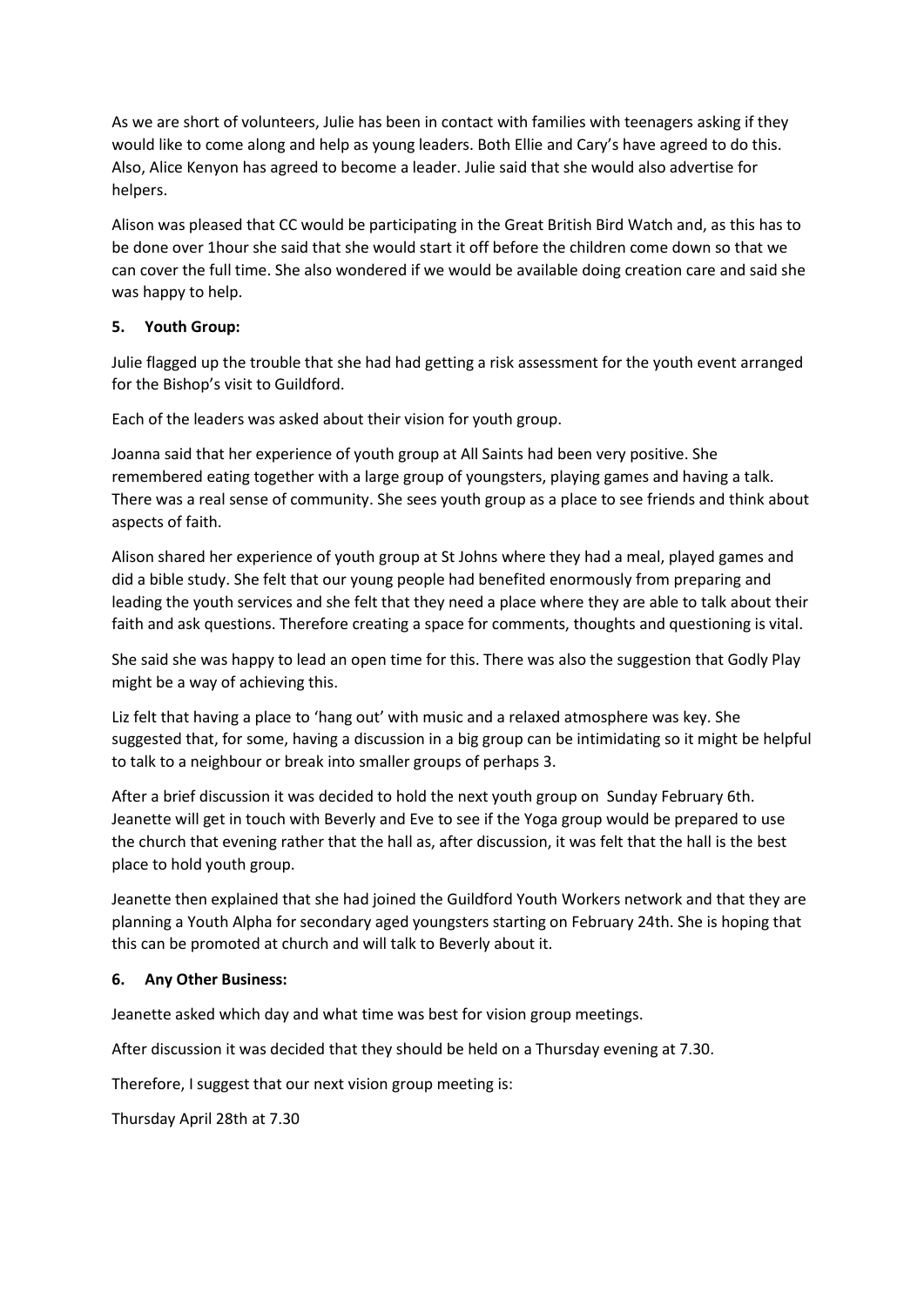As we are short of volunteers, Julie has been in contact with families with teenagers asking if they would like to come along and help as young leaders. Both Ellie and Cary's have agreed to do this. Also, Alice Kenyon has agreed to become a leader. Julie said that she would also advertise for helpers.

Alison was pleased that CC would be participating in the Great British Bird Watch and, as this has to be done over 1hour she said that she would start it off before the children come down so that we can cover the full time. She also wondered if we would be available doing creation care and said she was happy to help.

**5. Youth Group:**

Julie flagged up the trouble that she had had getting a risk assessment for the youth event arranged for the Bishop's visit to Guildford.

Each of the leaders was asked about their vision for youth group.

Joanna said that her experience of youth group at All Saints had been very positive. She remembered eating together with a large group of youngsters, playing games and having a talk. There was a real sense of community. She sees youth group as a place to see friends and think about aspects of faith.

Alison shared her experience of youth group at St Johns where they had a meal, played games and did a bible study. She felt that our young people had benefited enormously from preparing and leading the youth services and she felt that they need a place where they are able to talk about their faith and ask questions. Therefore creating a space for comments, thoughts and questioning is vital.

She said she was happy to lead an open time for this. There was also the suggestion that Godly Play might be a way of achieving this.

Liz felt that having a place to 'hang out' with music and a relaxed atmosphere was key. She suggested that, for some, having a discussion in a big group can be intimidating so it might be helpful to talk to a neighbour or break into smaller groups of perhaps 3.

After a brief discussion it was decided to hold the next youth group on Sunday February 6th. Jeanette will get in touch with Beverly and Eve to see if the Yoga group would be prepared to use the church that evening rather that the hall as, after discussion, it was felt that the hall is the best place to hold youth group.

Jeanette then explained that she had joined the Guildford Youth Workers network and that they are planning a Youth Alpha for secondary aged youngsters starting on February 24th. She is hoping that this can be promoted at church and will talk to Beverly about it.

**6. Any Other Business:**

Jeanette asked which day and what time was best for vision group meetings.

After discussion it was decided that they should be held on a Thursday evening at 7.30.

Therefore, I suggest that our next vision group meeting is:

Thursday April 28th at 7.30